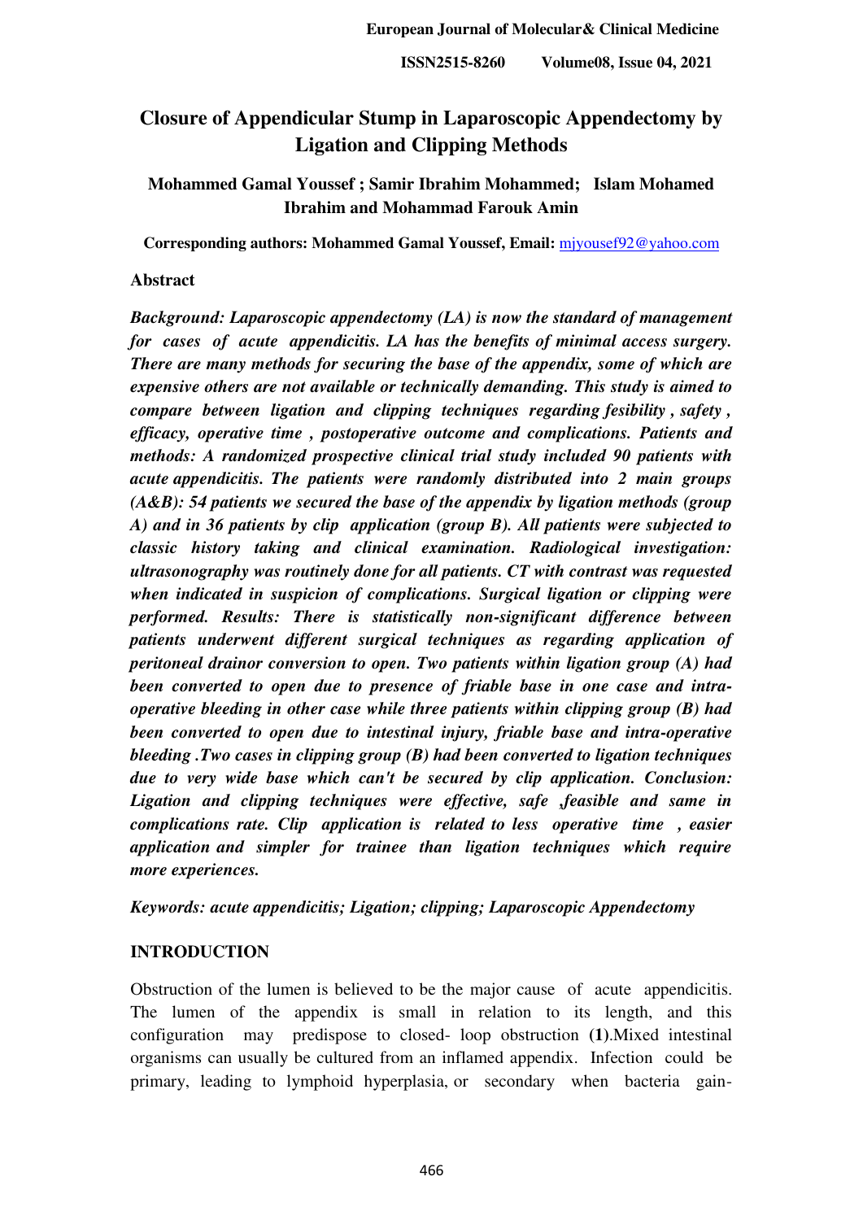# Closure of Appendicular Stump in Laparoscopic Appendectomy by Ligation and Clipping Methods

**Mohammed Gamal Youssef ; Samir Ibrahim Mohammed; Islam Mohamed Ibrahim and Mohammad Farouk Amin**

**Corresponding authors: Mohammed Gamal Youssef, Email:** mjyousef92@yahoo.com

## Abstract

***Background:** Laparoscopic appendectomy (LA) is now the standard of management for cases of acute appendicitis. LA has the benefits of minimal access surgery. There are many methods for securing the base of the appendix, some of which are expensive others are not available or technically demanding. This study is aimed to compare between ligation and clipping techniques regarding fesibility , safety , efficacy, operative time , postoperative outcome and complications. **Patients and methods:** A randomized prospective clinical trial study included 90 patients with acute appendicitis. The patients were randomly distributed into 2 main groups (A&B): 54 patients we secured the base of the appendix by ligation methods (group A) and in 36 patients by clip application (group B). All patients were subjected to classic history taking and clinical examination. Radiological investigation: ultrasonography was routinely done for all patients. CT with contrast was requested when indicated in suspicion of complications. Surgical ligation or clipping were performed. **Results:** There is statistically non-significant difference between patients underwent different surgical techniques as regarding application of peritoneal drainor conversion to open. Two patients within ligation group (A) had been converted to open due to presence of friable base in one case and intra-operative bleeding in other case while three patients within clipping group (B) had been converted to open due to intestinal injury, friable base and intra-operative bleeding .Two cases in clipping group (B) had been converted to ligation techniques due to very wide base which can't be secured by clip application. **Conclusion:** Ligation and clipping techniques were effective, feasible and same in complications rate. Clip application is related to less operative time , easier application and simpler for trainee than ligation techniques which require more experiences.*

*Keywords: acute appendicitis; Ligation; clipping; Laparoscopic Appendectomy*

## INTRODUCTION

Obstruction of the lumen is believed to be the major cause of acute appendicitis. The lumen of the appendix is small in relation to its length, and this configuration may predispose to closed- loop obstruction **(1)**.Mixed intestinal organisms can usually be cultured from an inflamed appendix. Infection could be primary, leading to lymphoid hyperplasia, or secondary when bacteria gain-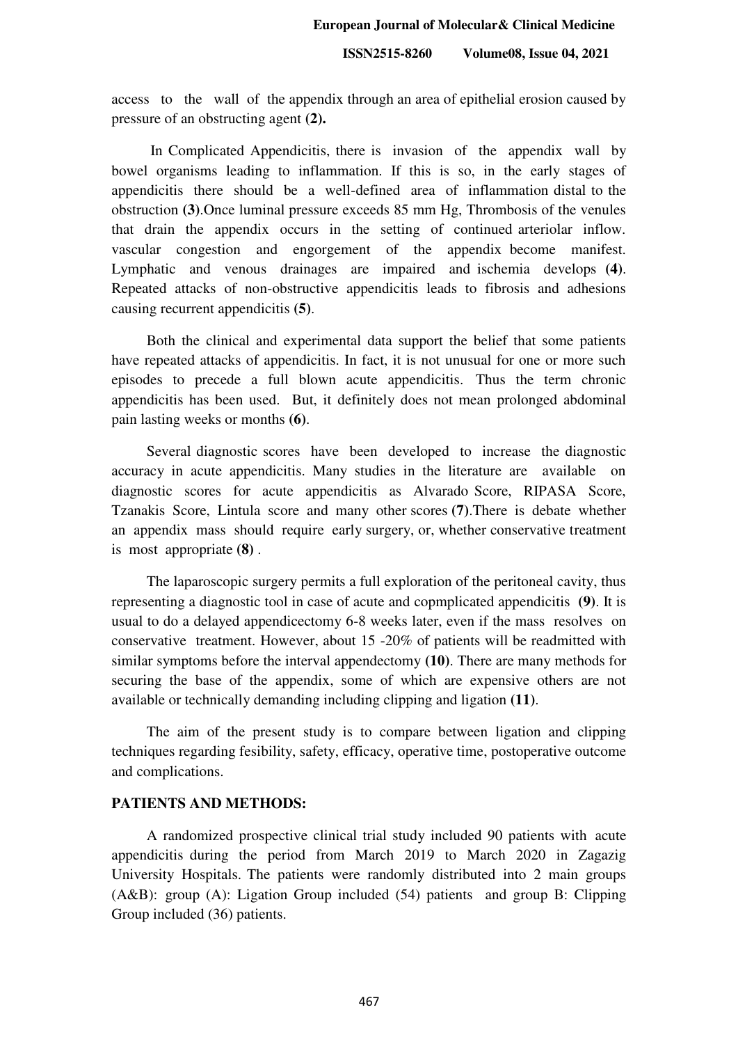access to the wall of the appendix through an area of epithelial erosion caused by pressure of an obstructing agent **(2).**

In Complicated Appendicitis, there is invasion of the appendix wall by bowel organisms leading to inflammation. If this is so, in the early stages of appendicitis there should be a well-defined area of inflammation distal to the obstruction **(3)**.Once luminal pressure exceeds 85 mm Hg, Thrombosis of the venules that drain the appendix occurs in the setting of continued arteriolar inflow. vascular congestion and engorgement of the appendix become manifest. Lymphatic and venous drainages are impaired and ischemia develops **(4)**. Repeated attacks of non-obstructive appendicitis leads to fibrosis and adhesions causing recurrent appendicitis **(5)**.

Both the clinical and experimental data support the belief that some patients have repeated attacks of appendicitis. In fact, it is not unusual for one or more such episodes to precede a full blown acute appendicitis. Thus the term chronic appendicitis has been used. But, it definitely does not mean prolonged abdominal pain lasting weeks or months **(6)**.

Several diagnostic scores have been developed to increase the diagnostic accuracy in acute appendicitis. Many studies in the literature are available on diagnostic scores for acute appendicitis as Alvarado Score, RIPASA Score, Tzanakis Score, Lintula score and many other scores **(7)**.There is debate whether an appendix mass should require early surgery, or, whether conservative treatment is most appropriate **(8)** .

The laparoscopic surgery permits a full exploration of the peritoneal cavity, thus representing a diagnostic tool in case of acute and copmplicated appendicitis **(9)**. It is usual to do a delayed appendicectomy 6-8 weeks later, even if the mass resolves on conservative treatment. However, about 15 -20% of patients will be readmitted with similar symptoms before the interval appendectomy **(10)**. There are many methods for securing the base of the appendix, some of which are expensive others are not available or technically demanding including clipping and ligation **(11)**.

The aim of the present study is to compare between ligation and clipping techniques regarding fesibility, safety, efficacy, operative time, postoperative outcome and complications.

## PATIENTS AND METHODS:

A randomized prospective clinical trial study included 90 patients with acute appendicitis during the period from March 2019 to March 2020 in Zagazig University Hospitals. The patients were randomly distributed into 2 main groups (A&B): group (A): Ligation Group included (54) patients and group B: Clipping Group included (36) patients.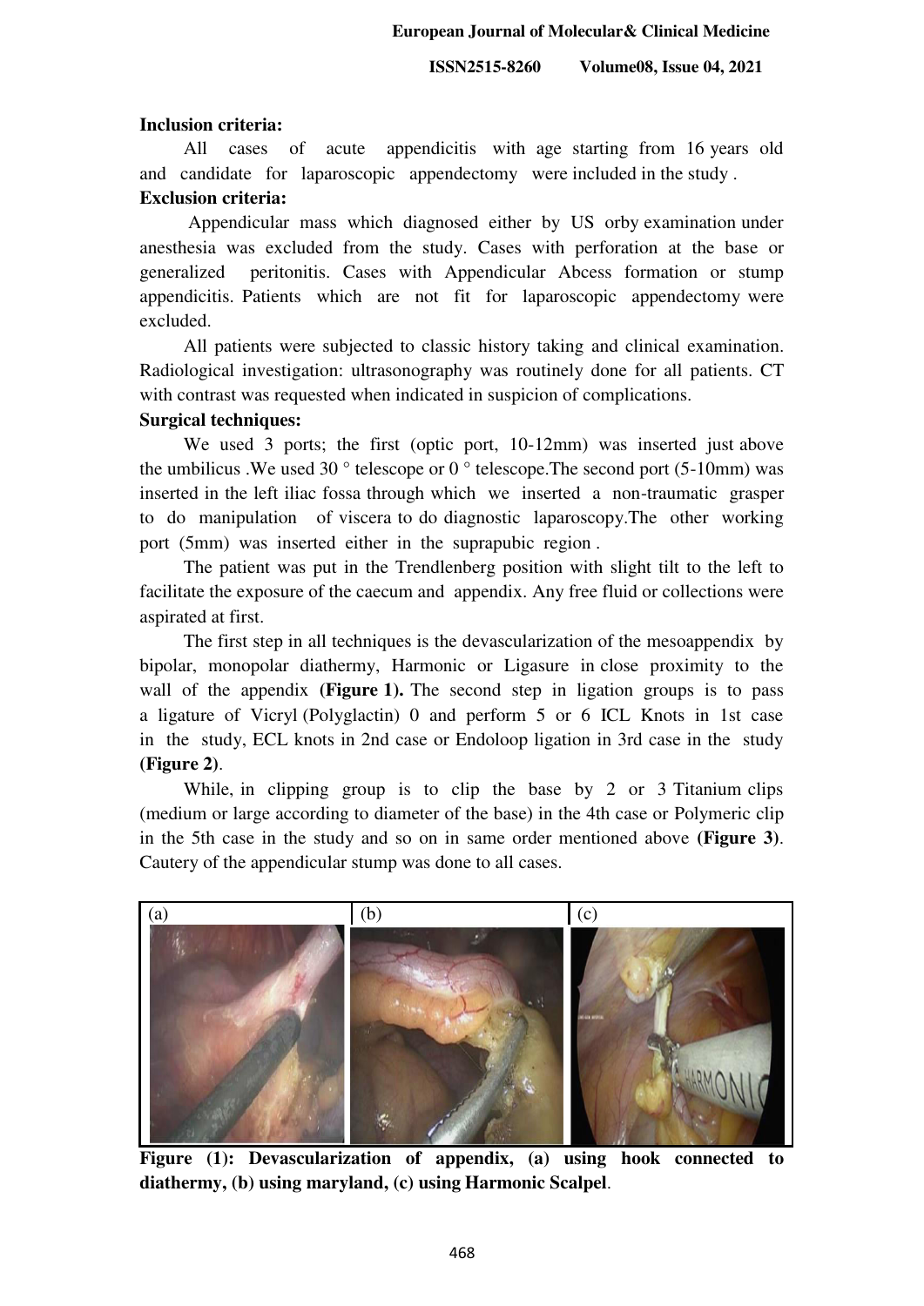**Inclusion criteria:**

All cases of acute appendicitis with age starting from 16 years old and candidate for laparoscopic appendectomy were included in the study .

**Exclusion criteria:**

Appendicular mass which diagnosed either by US orby examination under anesthesia was excluded from the study. Cases with perforation at the base or generalized peritonitis. Cases with Appendicular Abcess formation or stump appendicitis. Patients which are not fit for laparoscopic appendectomy were excluded.

All patients were subjected to classic history taking and clinical examination. Radiological investigation: ultrasonography was routinely done for all patients. CT with contrast was requested when indicated in suspicion of complications.

**Surgical techniques:**

We used 3 ports; the first (optic port, 10-12mm) was inserted just above the umbilicus .We used 30 ° telescope or 0 ° telescope.The second port (5-10mm) was inserted in the left iliac fossa through which we inserted a non-traumatic grasper to do manipulation of viscera to do diagnostic laparoscopy.The other working port (5mm) was inserted either in the suprapubic region .

The patient was put in the Trendlenberg position with slight tilt to the left to facilitate the exposure of the caecum and appendix. Any free fluid or collections were aspirated at first.

The first step in all techniques is the devascularization of the mesoappendix by bipolar, monopolar diathermy, Harmonic or Ligasure in close proximity to the wall of the appendix **(Figure 1).** The second step in ligation groups is to pass a ligature of Vicryl (Polyglactin) 0 and perform 5 or 6 ICL Knots in 1st case in the study, ECL knots in 2nd case or Endoloop ligation in 3rd case in the study **(Figure 2)**.

While, in clipping group is to clip the base by 2 or 3 Titanium clips (medium or large according to diameter of the base) in the 4th case or Polymeric clip in the 5th case in the study and so on in same order mentioned above **(Figure 3)**. Cautery of the appendicular stump was done to all cases.

**Figure (1): Devascularization of appendix, (a) using hook connected to diathermy, (b) using maryland, (c) using Harmonic Scalpel**.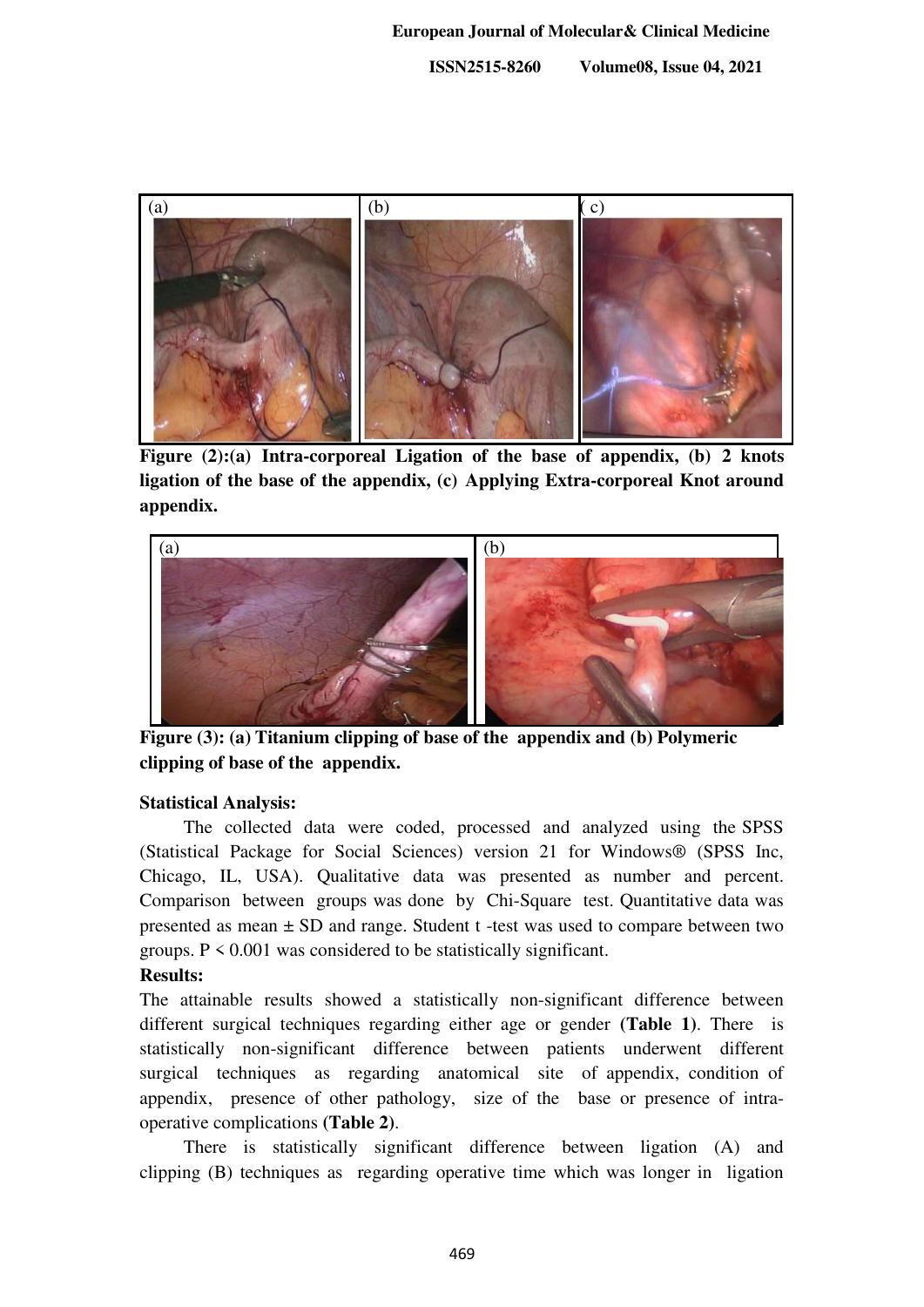**Figure (2):(a) Intra-corporeal Ligation of the base of appendix, (b) 2 knots ligation of the base of the appendix, (c) Applying Extra-corporeal Knot around appendix.**

**Figure (3): (a) Titanium clipping of base of the appendix and (b) Polymeric clipping of base of the appendix.**

**Statistical Analysis:**

The collected data were coded, processed and analyzed using the SPSS (Statistical Package for Social Sciences) version 21 for Windows® (SPSS Inc, Chicago, IL, USA). Qualitative data was presented as number and percent. Comparison between groups was done by Chi-Square test. Quantitative data was presented as mean ± SD and range. Student t -test was used to compare between two groups. $P < 0.001$ was considered to be statistically significant.

**Results:**

The attainable results showed a statistically non-significant difference between different surgical techniques regarding either age or gender **(Table 1)**. There is statistically non-significant difference between patients underwent different surgical techniques as regarding anatomical site of appendix, condition of appendix, presence of other pathology, size of the base or presence of intra-operative complications **(Table 2)**.

There is statistically significant difference between ligation (A) and clipping (B) techniques as regarding operative time which was longer in ligation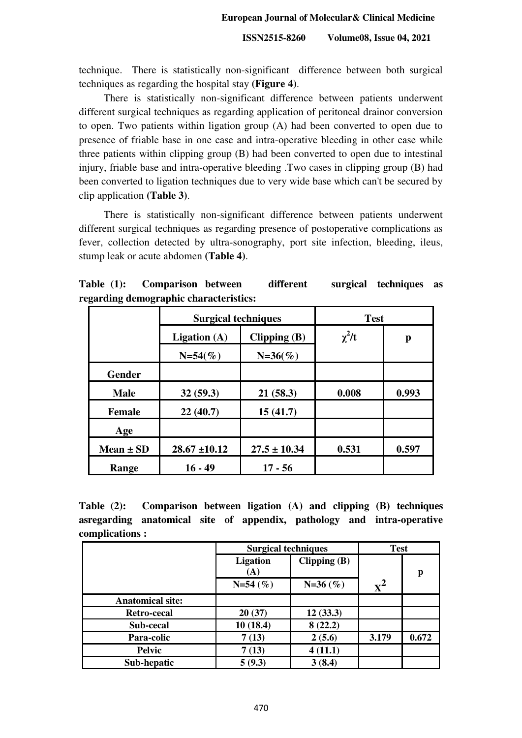technique. There is statistically non-significant difference between both surgical techniques as regarding the hospital stay **(Figure 4)**.

There is statistically non-significant difference between patients underwent different surgical techniques as regarding application of peritoneal drainor conversion to open. Two patients within ligation group (A) had been converted to open due to presence of friable base in one case and intra-operative bleeding in other case while three patients within clipping group (B) had been converted to open due to intestinal injury, friable base and intra-operative bleeding .Two cases in clipping group (B) had been converted to ligation techniques due to very wide base which can't be secured by clip application **(Table 3)**.

There is statistically non-significant difference between patients underwent different surgical techniques as regarding presence of postoperative complications as fever, collection detected by ultra-sonography, port site infection, bleeding, ileus, stump leak or acute abdomen **(Table 4)**.

**Table (1): Comparison between different surgical techniques as regarding demographic characteristics:**

| | **Surgical techniques** | | **Test** | |
|---|---|---|---|---|
| | **Ligation (A)** | **Clipping (B)** | $\chi^2$**/t** | **p** |
| | **N=54(%)** | **N=36(%)** | | |
| **Gender** | | | | |
| **Male** | **32 (59.3)** | **21 (58.3)** | **0.008** | **0.993** |
| **Female** | **22 (40.7)** | **15 (41.7)** | | |
| **Age** | | | | |
| **Mean ± SD** | **28.67 ±10.12** | **27.5 ± 10.34** | **0.531** | **0.597** |
| **Range** | **16 - 49** | **17 - 56** | | |

**Table (2): Comparison between ligation (A) and clipping (B) techniques asregarding anatomical site of appendix, pathology and intra-operative complications :**

| | **Surgical techniques** | | **Test** | |
|---|---|---|---|---|
| | **Ligation (A)** | **Clipping (B)** | | **p** |
| | **N=54 (%)** | **N=36 (%)** | $\chi^2$ | |
| **Anatomical site:** | | | | |
| **Retro-cecal** | **20 (37)** | **12 (33.3)** | | |
| **Sub-cecal** | **10 (18.4)** | **8 (22.2)** | | |
| **Para-colic** | **7 (13)** | **2 (5.6)** | **3.179** | **0.672** |
| **Pelvic** | **7 (13)** | **4 (11.1)** | | |
| **Sub-hepatic** | **5 (9.3)** | **3 (8.4)** | | |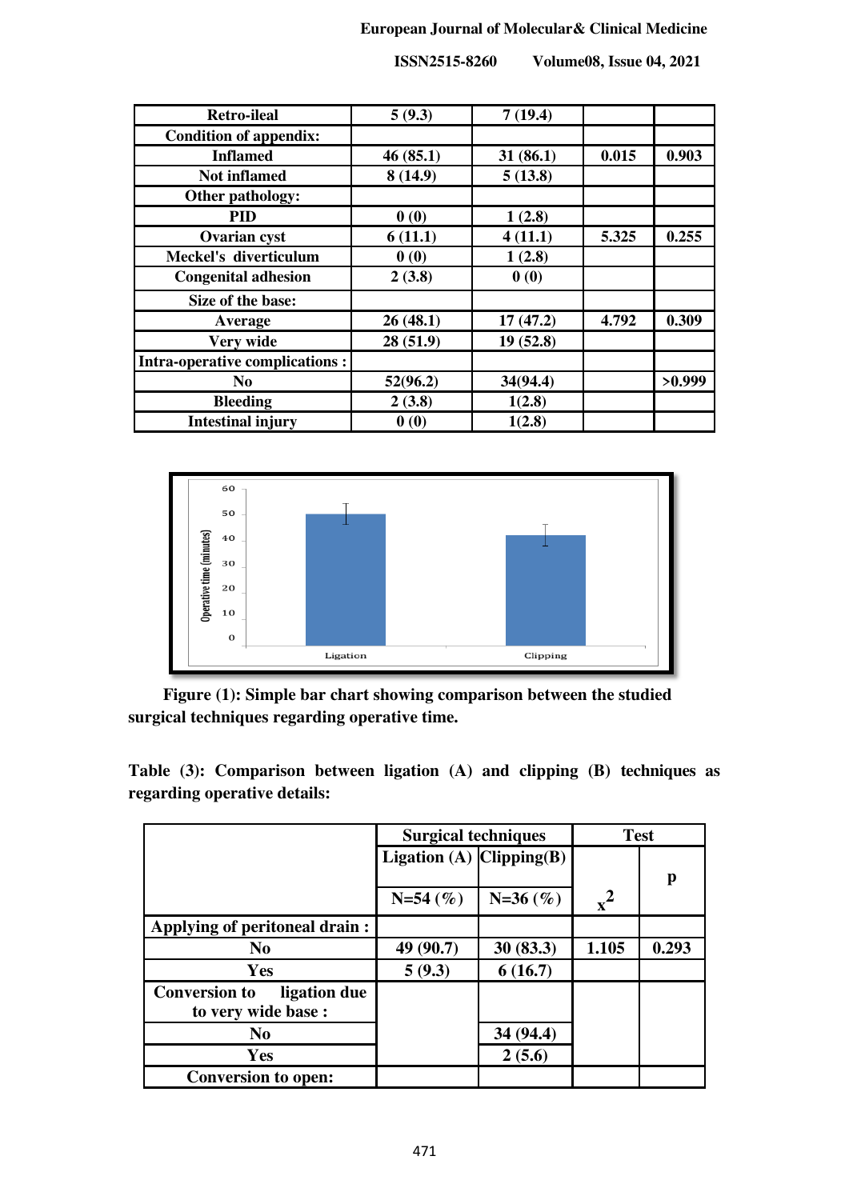| Retro-ileal | 5 (9.3) | 7 (19.4) | | |
|---|---|---|---|---|
| Condition of appendix: | | | | |
| Inflamed | 46 (85.1) | 31 (86.1) | 0.015 | 0.903 |
| Not inflamed | 8 (14.9) | 5 (13.8) | | |
| Other pathology: | | | | |
| PID | 0 (0) | 1 (2.8) | | |
| Ovarian cyst | 6 (11.1) | 4 (11.1) | 5.325 | 0.255 |
| Meckel's diverticulum | 0 (0) | 1 (2.8) | | |
| Congenital adhesion | 2 (3.8) | 0 (0) | | |
| Size of the base: | | | | |
| Average | 26 (48.1) | 17 (47.2) | 4.792 | 0.309 |
| Very wide | 28 (51.9) | 19 (52.8) | | |
| Intra-operative complications : | | | | |
| No | 52(96.2) | 34(94.4) | | >0.999 |
| Bleeding | 2 (3.8) | 1(2.8) | | |
| Intestinal injury | 0 (0) | 1(2.8) | | |

**Figure (1): Simple bar chart showing comparison between the studied surgical techniques regarding operative time.**

**Table (3): Comparison between ligation (A) and clipping (B) techniques as regarding operative details:**

| | Surgical techniques | | Test | |
|---|---|---|---|---|
| | Ligation (A) | Clipping(B) | | p |
| | N=54 (%) | N=36 (%) | $x^2$ | |
| Applying of peritoneal drain : | | | | |
| No | 49 (90.7) | 30 (83.3) | 1.105 | 0.293 |
| Yes | 5 (9.3) | 6 (16.7) | | |
| Conversion to ligation due to very wide base : | | | | |
| No | | 34 (94.4) | | |
| Yes | | 2 (5.6) | | |
| Conversion to open: | | | | |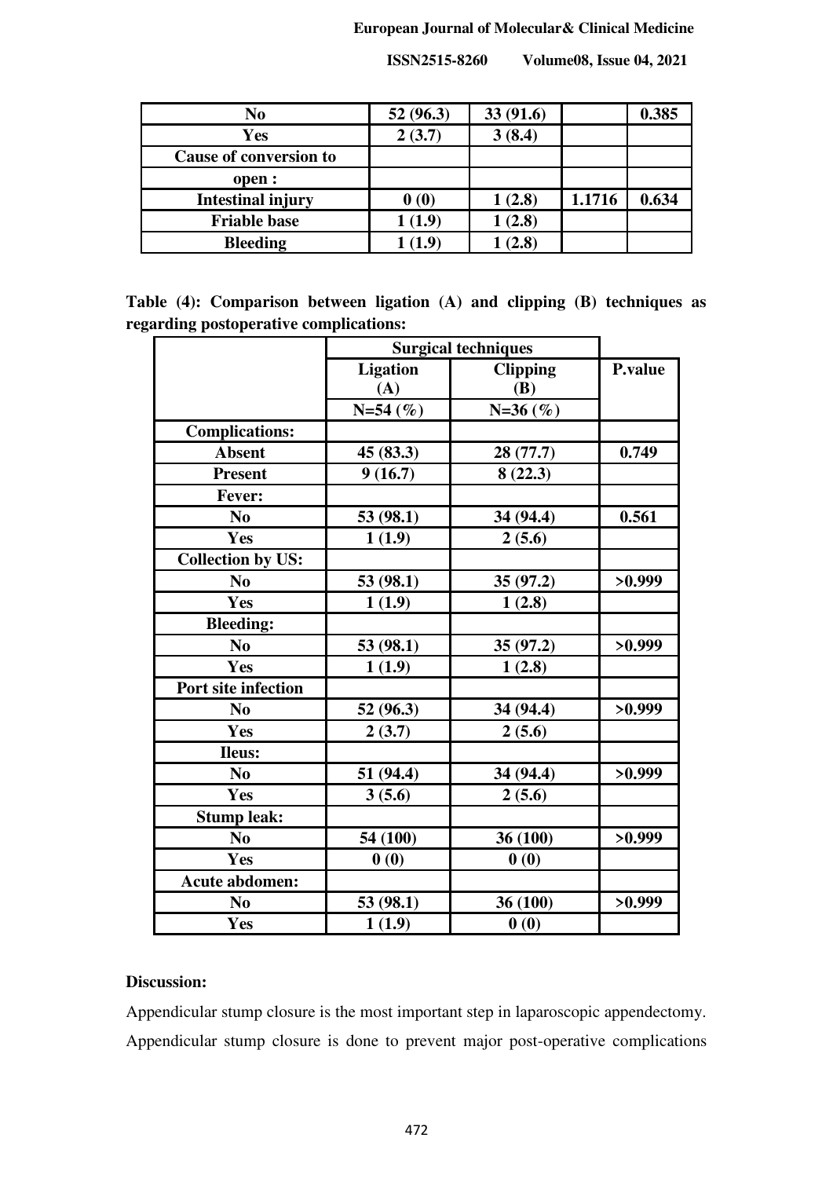| No | 52 (96.3) | 33 (91.6) | | 0.385 |
|---|---|---|---|---|
| Yes | 2 (3.7) | 3 (8.4) | | |
| Cause of conversion to | | | | |
| open : | | | | |
| Intestinal injury | 0 (0) | 1 (2.8) | 1.1716 | 0.634 |
| Friable base | 1 (1.9) | 1 (2.8) | | |
| Bleeding | 1 (1.9) | 1 (2.8) | | |

**Table (4): Comparison between ligation (A) and clipping (B) techniques as regarding postoperative complications:**

| | Surgical techniques | | |
|---|---|---|---|
| | Ligation (A) | Clipping (B) | P.value |
| | N=54 (%) | N=36 (%) | |
| **Complications:** | | | |
| Absent | 45 (83.3) | 28 (77.7) | 0.749 |
| Present | 9 (16.7) | 8 (22.3) | |
| **Fever:** | | | |
| No | 53 (98.1) | 34 (94.4) | 0.561 |
| Yes | 1 (1.9) | 2 (5.6) | |
| **Collection by US:** | | | |
| No | 53 (98.1) | 35 (97.2) | >0.999 |
| Yes | 1 (1.9) | 1 (2.8) | |
| **Bleeding:** | | | |
| No | 53 (98.1) | 35 (97.2) | >0.999 |
| Yes | 1 (1.9) | 1 (2.8) | |
| **Port site infection** | | | |
| No | 52 (96.3) | 34 (94.4) | >0.999 |
| Yes | 2 (3.7) | 2 (5.6) | |
| **Ileus:** | | | |
| No | 51 (94.4) | 34 (94.4) | >0.999 |
| Yes | 3 (5.6) | 2 (5.6) | |
| **Stump leak:** | | | |
| No | 54 (100) | 36 (100) | >0.999 |
| Yes | 0 (0) | 0 (0) | |
| **Acute abdomen:** | | | |
| No | 53 (98.1) | 36 (100) | >0.999 |
| Yes | 1 (1.9) | 0 (0) | |

**Discussion:**

Appendicular stump closure is the most important step in laparoscopic appendectomy. Appendicular stump closure is done to prevent major post-operative complications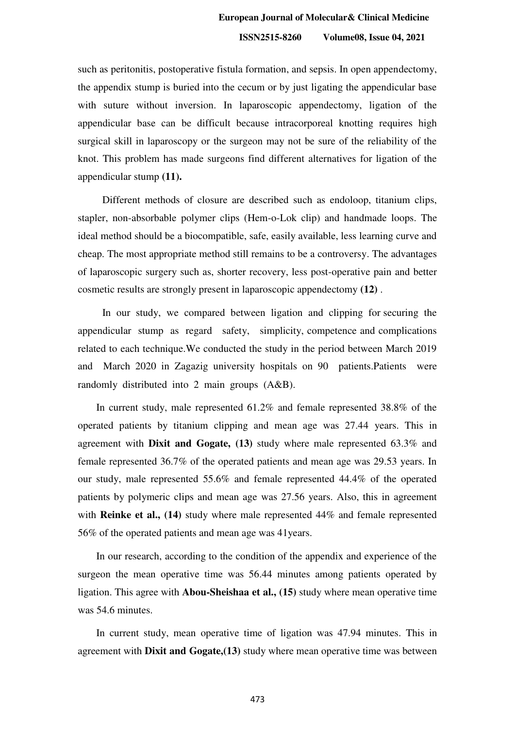such as peritonitis, postoperative fistula formation, and sepsis. In open appendectomy, the appendix stump is buried into the cecum or by just ligating the appendicular base with suture without inversion. In laparoscopic appendectomy, ligation of the appendicular base can be difficult because intracorporeal knotting requires high surgical skill in laparoscopy or the surgeon may not be sure of the reliability of the knot. This problem has made surgeons find different alternatives for ligation of the appendicular stump **(11).**

Different methods of closure are described such as endoloop, titanium clips, stapler, non-absorbable polymer clips (Hem-o-Lok clip) and handmade loops. The ideal method should be a biocompatible, safe, easily available, less learning curve and cheap. The most appropriate method still remains to be a controversy. The advantages of laparoscopic surgery such as, shorter recovery, less post-operative pain and better cosmetic results are strongly present in laparoscopic appendectomy **(12)** .

In our study, we compared between ligation and clipping for securing the appendicular stump as regard safety, simplicity, competence and complications related to each technique.We conducted the study in the period between March 2019 and March 2020 in Zagazig university hospitals on 90 patients.Patients were randomly distributed into 2 main groups (A&B).

In current study, male represented 61.2% and female represented 38.8% of the operated patients by titanium clipping and mean age was 27.44 years. This in agreement with **Dixit and Gogate, (13)** study where male represented 63.3% and female represented 36.7% of the operated patients and mean age was 29.53 years. In our study, male represented 55.6% and female represented 44.4% of the operated patients by polymeric clips and mean age was 27.56 years. Also, this in agreement with **Reinke et al., (14)** study where male represented 44% and female represented 56% of the operated patients and mean age was 41years.

In our research, according to the condition of the appendix and experience of the surgeon the mean operative time was 56.44 minutes among patients operated by ligation. This agree with **Abou-Sheishaa et al., (15)** study where mean operative time was 54.6 minutes.

In current study, mean operative time of ligation was 47.94 minutes. This in agreement with **Dixit and Gogate,(13)** study where mean operative time was between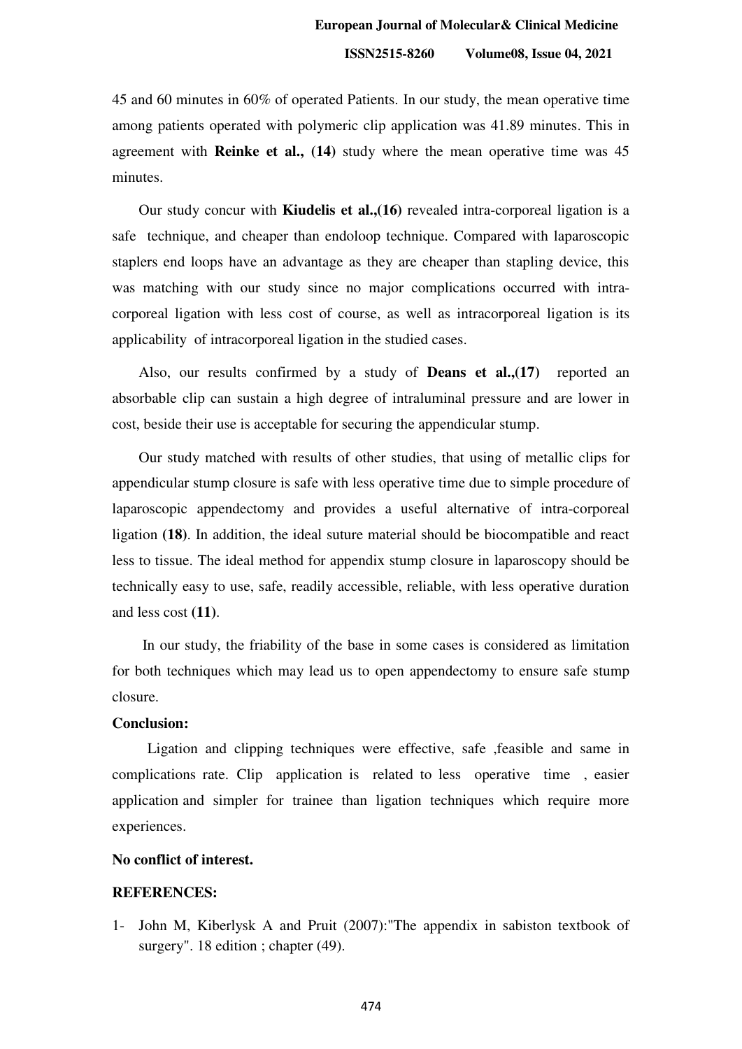45 and 60 minutes in 60% of operated Patients. In our study, the mean operative time among patients operated with polymeric clip application was 41.89 minutes. This in agreement with **Reinke et al., (14)** study where the mean operative time was 45 minutes.

Our study concur with **Kiudelis et al.,(16)** revealed intra-corporeal ligation is a safe technique, and cheaper than endoloop technique. Compared with laparoscopic staplers end loops have an advantage as they are cheaper than stapling device, this was matching with our study since no major complications occurred with intra-corporeal ligation with less cost of course, as well as intracorporeal ligation is its applicability of intracorporeal ligation in the studied cases.

Also, our results confirmed by a study of **Deans et al.,(17)** reported an absorbable clip can sustain a high degree of intraluminal pressure and are lower in cost, beside their use is acceptable for securing the appendicular stump.

Our study matched with results of other studies, that using of metallic clips for appendicular stump closure is safe with less operative time due to simple procedure of laparoscopic appendectomy and provides a useful alternative of intra-corporeal ligation **(18)**. In addition, the ideal suture material should be biocompatible and react less to tissue. The ideal method for appendix stump closure in laparoscopy should be technically easy to use, safe, readily accessible, reliable, with less operative duration and less cost **(11)**.

In our study, the friability of the base in some cases is considered as limitation for both techniques which may lead us to open appendectomy to ensure safe stump closure.

**Conclusion:**

Ligation and clipping techniques were effective, safe ,feasible and same in complications rate. Clip application is related to less operative time , easier application and simpler for trainee than ligation techniques which require more experiences.

**No conflict of interest.**

**REFERENCES:**

1- John M, Kiberlysk A and Pruit (2007):"The appendix in sabiston textbook of surgery". 18 edition ; chapter (49).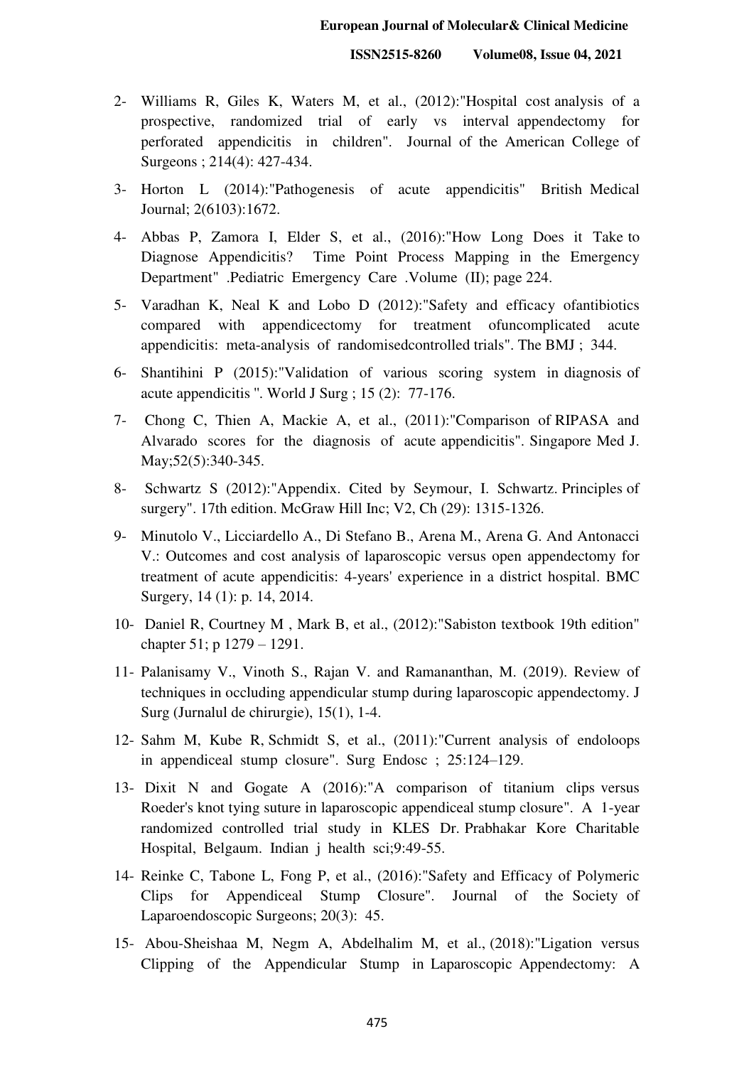2- Williams R, Giles K, Waters M, et al., (2012):"Hospital cost analysis of a prospective, randomized trial of early vs interval appendectomy for perforated appendicitis in children". Journal of the American College of Surgeons ; 214(4): 427-434.

3- Horton L (2014):"Pathogenesis of acute appendicitis" British Medical Journal; 2(6103):1672.

4- Abbas P, Zamora I, Elder S, et al., (2016):"How Long Does it Take to Diagnose Appendicitis? Time Point Process Mapping in the Emergency Department" .Pediatric Emergency Care .Volume (II); page 224.

5- Varadhan K, Neal K and Lobo D (2012):"Safety and efficacy ofantibiotics compared with appendicectomy for treatment ofuncomplicated acute appendicitis: meta-analysis of randomisedcontrolled trials". The BMJ ; 344.

6- Shantihini P (2015):"Validation of various scoring system in diagnosis of acute appendicitis ". World J Surg ; 15 (2): 77-176.

7- Chong C, Thien A, Mackie A, et al., (2011):"Comparison of RIPASA and Alvarado scores for the diagnosis of acute appendicitis". Singapore Med J. May;52(5):340-345.

8- Schwartz S (2012):"Appendix. Cited by Seymour, I. Schwartz. Principles of surgery". 17th edition. McGraw Hill Inc; V2, Ch (29): 1315-1326.

9- Minutolo V., Licciardello A., Di Stefano B., Arena M., Arena G. And Antonacci V.: Outcomes and cost analysis of laparoscopic versus open appendectomy for treatment of acute appendicitis: 4-years' experience in a district hospital. BMC Surgery, 14 (1): p. 14, 2014.

10- Daniel R, Courtney M , Mark B, et al., (2012):"Sabiston textbook 19th edition" chapter 51; p 1279 – 1291.

11- Palanisamy V., Vinoth S., Rajan V. and Ramananthan, M. (2019). Review of techniques in occluding appendicular stump during laparoscopic appendectomy. J Surg (Jurnalul de chirurgie), 15(1), 1-4.

12- Sahm M, Kube R, Schmidt S, et al., (2011):"Current analysis of endoloops in appendiceal stump closure". Surg Endosc ; 25:124–129.

13- Dixit N and Gogate A (2016):"A comparison of titanium clips versus Roeder's knot tying suture in laparoscopic appendiceal stump closure". A 1-year randomized controlled trial study in KLES Dr. Prabhakar Kore Charitable Hospital, Belgaum. Indian j health sci;9:49-55.

14- Reinke C, Tabone L, Fong P, et al., (2016):"Safety and Efficacy of Polymeric Clips for Appendiceal Stump Closure". Journal of the Society of Laparoendoscopic Surgeons; 20(3): 45.

15- Abou-Sheishaa M, Negm A, Abdelhalim M, et al., (2018):"Ligation versus Clipping of the Appendicular Stump in Laparoscopic Appendectomy: A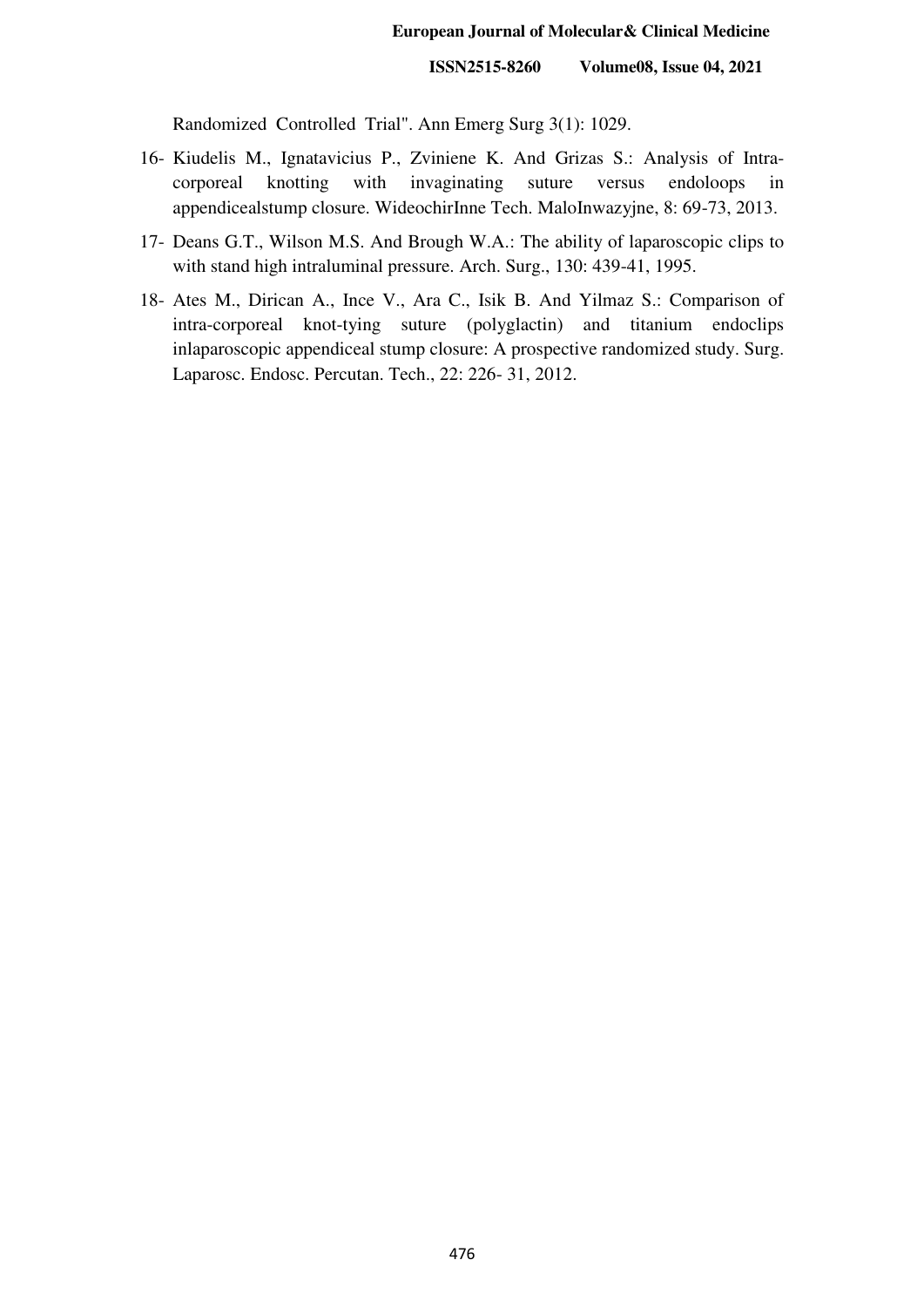Randomized Controlled Trial". Ann Emerg Surg 3(1): 1029.

16- Kiudelis M., Ignatavicius P., Zviniene K. And Grizas S.: Analysis of Intra-corporeal knotting with invaginating suture versus endoloops in appendicealstump closure. WideochirInne Tech. MaloInwazyjne, 8: 69-73, 2013.

17- Deans G.T., Wilson M.S. And Brough W.A.: The ability of laparoscopic clips to with stand high intraluminal pressure. Arch. Surg., 130: 439-41, 1995.

18- Ates M., Dirican A., Ince V., Ara C., Isik B. And Yilmaz S.: Comparison of intra-corporeal knot-tying suture (polyglactin) and titanium endoclips inlaparoscopic appendiceal stump closure: A prospective randomized study. Surg. Laparosc. Endosc. Percutan. Tech., 22: 226- 31, 2012.